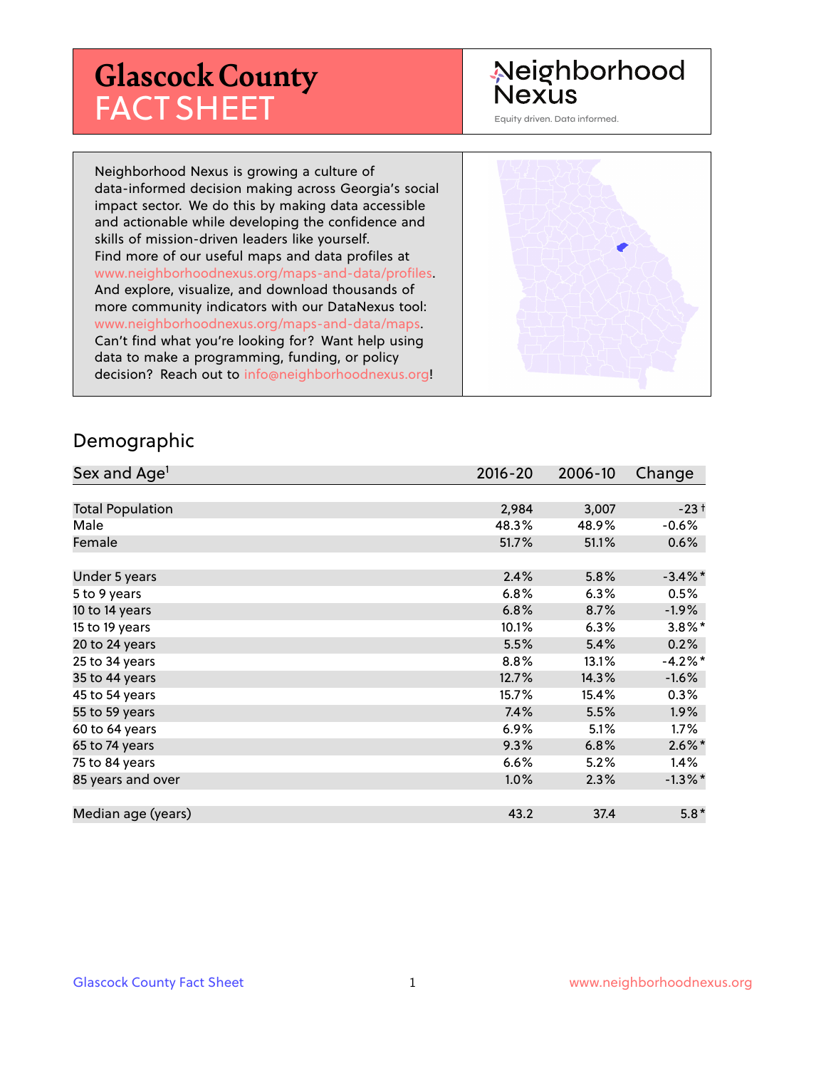# Glascock County FACT SHEET

Neighborhood Nexus

Equity driven. Data informed.

Neighborhood Nexus is growing a culture of data-informed decision making across Georgia's social impact sector. We do this by making data accessible and actionable while developing the confidence and skills of mission-driven leaders like yourself. Find more of our useful maps and data profiles at www.neighborhoodnexus.org/maps-and-data/profiles. And explore, visualize, and download thousands of more community indicators with our DataNexus tool: www.neighborhoodnexus.org/maps-and-data/maps. Can't find what you're looking for? Want help using data to make a programming, funding, or policy decision? Reach out to info@neighborhoodnexus.org!

## Demographic

| Sex and Age[1] | 2016-20 | 2006-10 | Change |
|---|---|---|---|
| Total Population | 2,984 | 3,007 | -23 † |
| Male | 48.3% | 48.9% | -0.6% |
| Female | 51.7% | 51.1% | 0.6% |
| | | | |
| Under 5 years | 2.4% | 5.8% | -3.4%* |
| 5 to 9 years | 6.8% | 6.3% | 0.5% |
| 10 to 14 years | 6.8% | 8.7% | -1.9% |
| 15 to 19 years | 10.1% | 6.3% | 3.8%* |
| 20 to 24 years | 5.5% | 5.4% | 0.2% |
| 25 to 34 years | 8.8% | 13.1% | -4.2%* |
| 35 to 44 years | 12.7% | 14.3% | -1.6% |
| 45 to 54 years | 15.7% | 15.4% | 0.3% |
| 55 to 59 years | 7.4% | 5.5% | 1.9% |
| 60 to 64 years | 6.9% | 5.1% | 1.7% |
| 65 to 74 years | 9.3% | 6.8% | 2.6%* |
| 75 to 84 years | 6.6% | 5.2% | 1.4% |
| 85 years and over | 1.0% | 2.3% | -1.3%* |
| | | | |
| Median age (years) | 43.2 | 37.4 | 5.8* |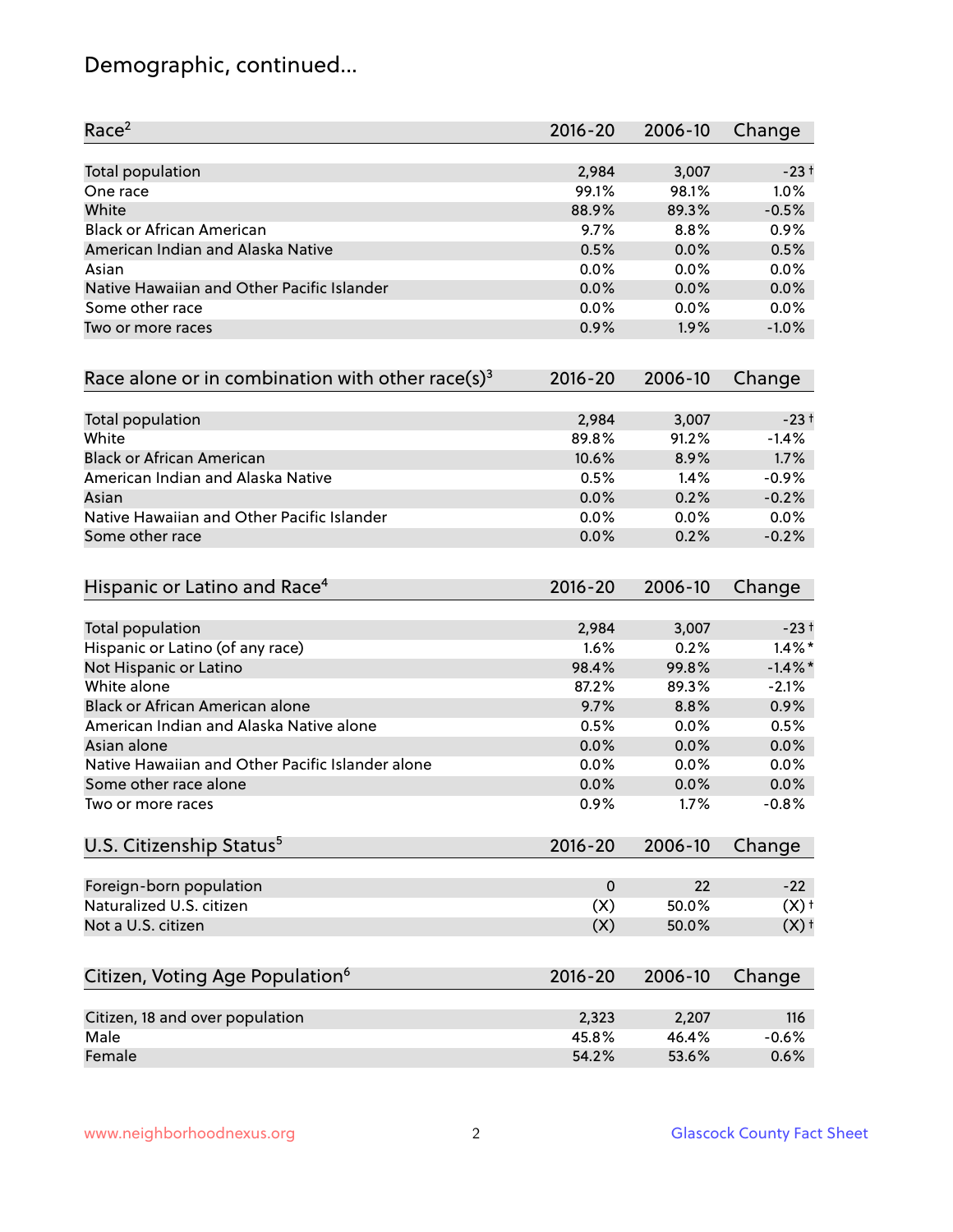## Demographic, continued...

| Race[2] | 2016-20 | 2006-10 | Change |
|---|---|---|---|
| Total population | 2,984 | 3,007 | -23 † |
| One race | 99.1% | 98.1% | 1.0% |
| White | 88.9% | 89.3% | -0.5% |
| Black or African American | 9.7% | 8.8% | 0.9% |
| American Indian and Alaska Native | 0.5% | 0.0% | 0.5% |
| Asian | 0.0% | 0.0% | 0.0% |
| Native Hawaiian and Other Pacific Islander | 0.0% | 0.0% | 0.0% |
| Some other race | 0.0% | 0.0% | 0.0% |
| Two or more races | 0.9% | 1.9% | -1.0% |

| Race alone or in combination with other race(s)[3] | 2016-20 | 2006-10 | Change |
|---|---|---|---|
| Total population | 2,984 | 3,007 | -23 † |
| White | 89.8% | 91.2% | -1.4% |
| Black or African American | 10.6% | 8.9% | 1.7% |
| American Indian and Alaska Native | 0.5% | 1.4% | -0.9% |
| Asian | 0.0% | 0.2% | -0.2% |
| Native Hawaiian and Other Pacific Islander | 0.0% | 0.0% | 0.0% |
| Some other race | 0.0% | 0.2% | -0.2% |

| Hispanic or Latino and Race[4] | 2016-20 | 2006-10 | Change |
|---|---|---|---|
| Total population | 2,984 | 3,007 | -23 † |
| Hispanic or Latino (of any race) | 1.6% | 0.2% | 1.4% * |
| Not Hispanic or Latino | 98.4% | 99.8% | -1.4% * |
| White alone | 87.2% | 89.3% | -2.1% |
| Black or African American alone | 9.7% | 8.8% | 0.9% |
| American Indian and Alaska Native alone | 0.5% | 0.0% | 0.5% |
| Asian alone | 0.0% | 0.0% | 0.0% |
| Native Hawaiian and Other Pacific Islander alone | 0.0% | 0.0% | 0.0% |
| Some other race alone | 0.0% | 0.0% | 0.0% |
| Two or more races | 0.9% | 1.7% | -0.8% |

| U.S. Citizenship Status[5] | 2016-20 | 2006-10 | Change |
|---|---|---|---|
| Foreign-born population | 0 | 22 | -22 |
| Naturalized U.S. citizen | (X) | 50.0% | (X) † |
| Not a U.S. citizen | (X) | 50.0% | (X) † |

| Citizen, Voting Age Population[6] | 2016-20 | 2006-10 | Change |
|---|---|---|---|
| Citizen, 18 and over population | 2,323 | 2,207 | 116 |
| Male | 45.8% | 46.4% | -0.6% |
| Female | 54.2% | 53.6% | 0.6% |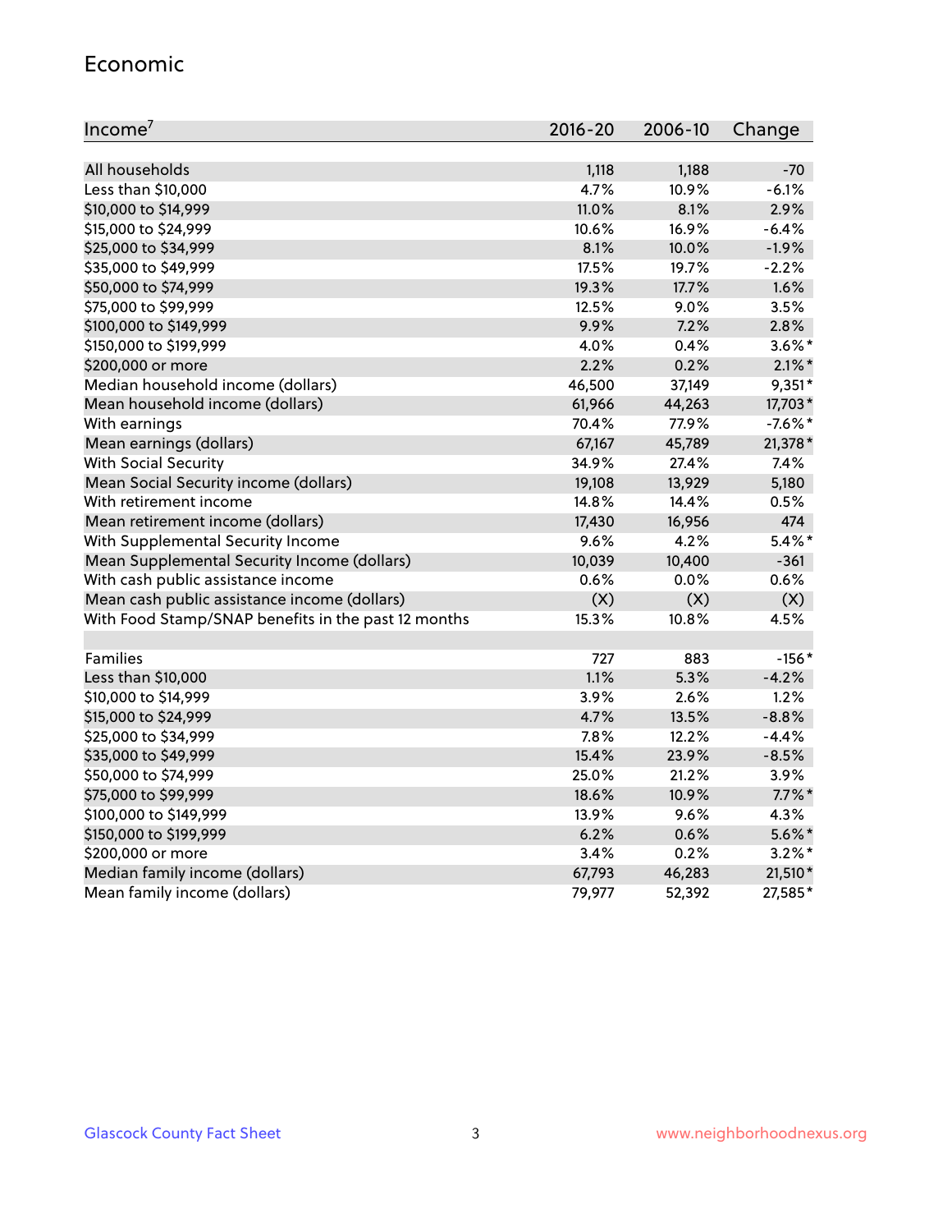## Economic

| Income[7] | 2016-20 | 2006-10 | Change |
|---|---|---|---|
| All households | 1,118 | 1,188 | -70 |
| Less than $10,000 | 4.7% | 10.9% | -6.1% |
| $10,000 to $14,999 | 11.0% | 8.1% | 2.9% |
| $15,000 to $24,999 | 10.6% | 16.9% | -6.4% |
| $25,000 to $34,999 | 8.1% | 10.0% | -1.9% |
| $35,000 to $49,999 | 17.5% | 19.7% | -2.2% |
| $50,000 to $74,999 | 19.3% | 17.7% | 1.6% |
| $75,000 to $99,999 | 12.5% | 9.0% | 3.5% |
| $100,000 to $149,999 | 9.9% | 7.2% | 2.8% |
| $150,000 to $199,999 | 4.0% | 0.4% | 3.6%* |
| $200,000 or more | 2.2% | 0.2% | 2.1%* |
| Median household income (dollars) | 46,500 | 37,149 | 9,351* |
| Mean household income (dollars) | 61,966 | 44,263 | 17,703* |
| With earnings | 70.4% | 77.9% | -7.6%* |
| Mean earnings (dollars) | 67,167 | 45,789 | 21,378* |
| With Social Security | 34.9% | 27.4% | 7.4% |
| Mean Social Security income (dollars) | 19,108 | 13,929 | 5,180 |
| With retirement income | 14.8% | 14.4% | 0.5% |
| Mean retirement income (dollars) | 17,430 | 16,956 | 474 |
| With Supplemental Security Income | 9.6% | 4.2% | 5.4%* |
| Mean Supplemental Security Income (dollars) | 10,039 | 10,400 | -361 |
| With cash public assistance income | 0.6% | 0.0% | 0.6% |
| Mean cash public assistance income (dollars) | (X) | (X) | (X) |
| With Food Stamp/SNAP benefits in the past 12 months | 15.3% | 10.8% | 4.5% |
| | | | |
| Families | 727 | 883 | -156* |
| Less than $10,000 | 1.1% | 5.3% | -4.2% |
| $10,000 to $14,999 | 3.9% | 2.6% | 1.2% |
| $15,000 to $24,999 | 4.7% | 13.5% | -8.8% |
| $25,000 to $34,999 | 7.8% | 12.2% | -4.4% |
| $35,000 to $49,999 | 15.4% | 23.9% | -8.5% |
| $50,000 to $74,999 | 25.0% | 21.2% | 3.9% |
| $75,000 to $99,999 | 18.6% | 10.9% | 7.7%* |
| $100,000 to $149,999 | 13.9% | 9.6% | 4.3% |
| $150,000 to $199,999 | 6.2% | 0.6% | 5.6%* |
| $200,000 or more | 3.4% | 0.2% | 3.2%* |
| Median family income (dollars) | 67,793 | 46,283 | 21,510* |
| Mean family income (dollars) | 79,977 | 52,392 | 27,585* |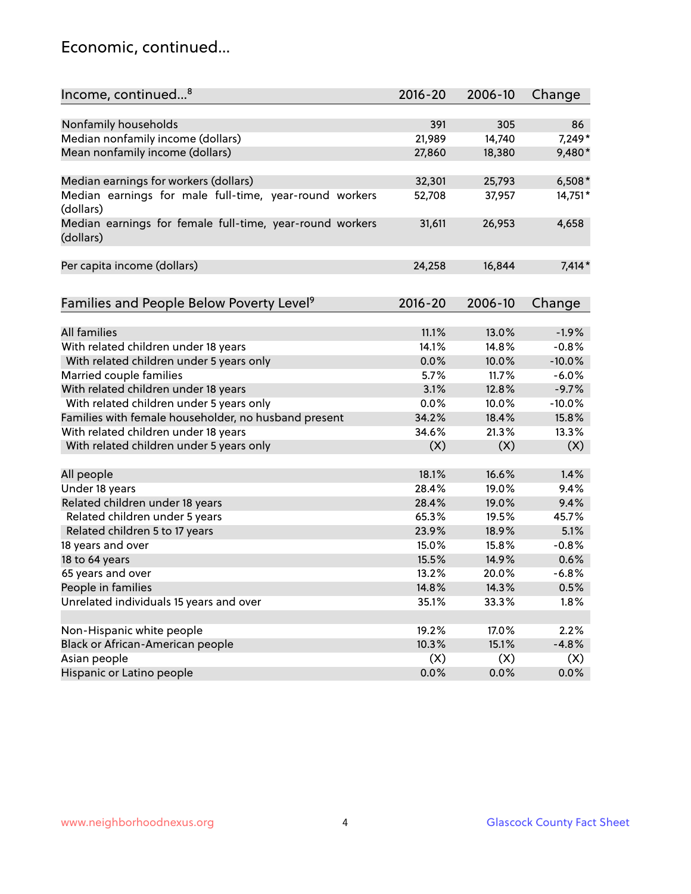## Economic, continued...

| Income, continued...[8] | 2016-20 | 2006-10 | Change |
|---|---|---|---|
| Nonfamily households | 391 | 305 | 86 |
| Median nonfamily income (dollars) | 21,989 | 14,740 | 7,249* |
| Mean nonfamily income (dollars) | 27,860 | 18,380 | 9,480* |
| | | | |
| Median earnings for workers (dollars) | 32,301 | 25,793 | 6,508* |
| Median earnings for male full-time, year-round workers (dollars) | 52,708 | 37,957 | 14,751* |
| Median earnings for female full-time, year-round workers (dollars) | 31,611 | 26,953 | 4,658 |
| | | | |
| Per capita income (dollars) | 24,258 | 16,844 | 7,414* |

| Families and People Below Poverty Level[9] | 2016-20 | 2006-10 | Change |
|---|---|---|---|
| All families | 11.1% | 13.0% | -1.9% |
| With related children under 18 years | 14.1% | 14.8% | -0.8% |
| With related children under 5 years only | 0.0% | 10.0% | -10.0% |
| Married couple families | 5.7% | 11.7% | -6.0% |
| With related children under 18 years | 3.1% | 12.8% | -9.7% |
| With related children under 5 years only | 0.0% | 10.0% | -10.0% |
| Families with female householder, no husband present | 34.2% | 18.4% | 15.8% |
| With related children under 18 years | 34.6% | 21.3% | 13.3% |
| With related children under 5 years only | (X) | (X) | (X) |
| | | | |
| All people | 18.1% | 16.6% | 1.4% |
| Under 18 years | 28.4% | 19.0% | 9.4% |
| Related children under 18 years | 28.4% | 19.0% | 9.4% |
| Related children under 5 years | 65.3% | 19.5% | 45.7% |
| Related children 5 to 17 years | 23.9% | 18.9% | 5.1% |
| 18 years and over | 15.0% | 15.8% | -0.8% |
| 18 to 64 years | 15.5% | 14.9% | 0.6% |
| 65 years and over | 13.2% | 20.0% | -6.8% |
| People in families | 14.8% | 14.3% | 0.5% |
| Unrelated individuals 15 years and over | 35.1% | 33.3% | 1.8% |
| | | | |
| Non-Hispanic white people | 19.2% | 17.0% | 2.2% |
| Black or African-American people | 10.3% | 15.1% | -4.8% |
| Asian people | (X) | (X) | (X) |
| Hispanic or Latino people | 0.0% | 0.0% | 0.0% |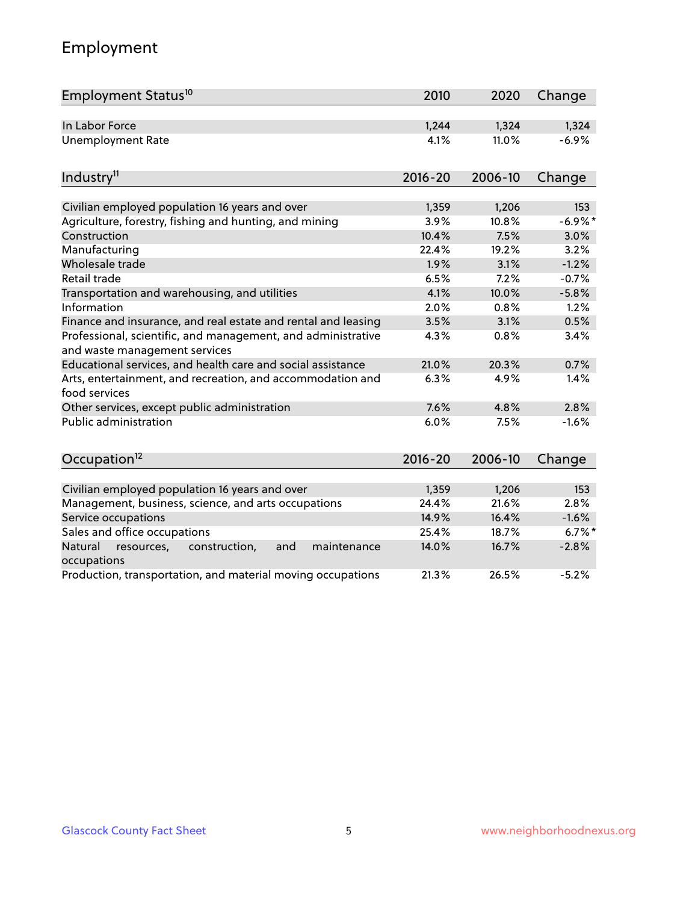## Employment

| Employment Status[10] | 2010 | 2020 | Change |
|---|---|---|---|
| In Labor Force | 1,244 | 1,324 | 1,324 |
| Unemployment Rate | 4.1% | 11.0% | -6.9% |

| Industry[11] | 2016-20 | 2006-10 | Change |
|---|---|---|---|
| Civilian employed population 16 years and over | 1,359 | 1,206 | 153 |
| Agriculture, forestry, fishing and hunting, and mining | 3.9% | 10.8% | -6.9%* |
| Construction | 10.4% | 7.5% | 3.0% |
| Manufacturing | 22.4% | 19.2% | 3.2% |
| Wholesale trade | 1.9% | 3.1% | -1.2% |
| Retail trade | 6.5% | 7.2% | -0.7% |
| Transportation and warehousing, and utilities | 4.1% | 10.0% | -5.8% |
| Information | 2.0% | 0.8% | 1.2% |
| Finance and insurance, and real estate and rental and leasing | 3.5% | 3.1% | 0.5% |
| Professional, scientific, and management, and administrative and waste management services | 4.3% | 0.8% | 3.4% |
| Educational services, and health care and social assistance | 21.0% | 20.3% | 0.7% |
| Arts, entertainment, and recreation, and accommodation and food services | 6.3% | 4.9% | 1.4% |
| Other services, except public administration | 7.6% | 4.8% | 2.8% |
| Public administration | 6.0% | 7.5% | -1.6% |

| Occupation[12] | 2016-20 | 2006-10 | Change |
|---|---|---|---|
| Civilian employed population 16 years and over | 1,359 | 1,206 | 153 |
| Management, business, science, and arts occupations | 24.4% | 21.6% | 2.8% |
| Service occupations | 14.9% | 16.4% | -1.6% |
| Sales and office occupations | 25.4% | 18.7% | 6.7%* |
| Natural resources, construction, and maintenance occupations | 14.0% | 16.7% | -2.8% |
| Production, transportation, and material moving occupations | 21.3% | 26.5% | -5.2% |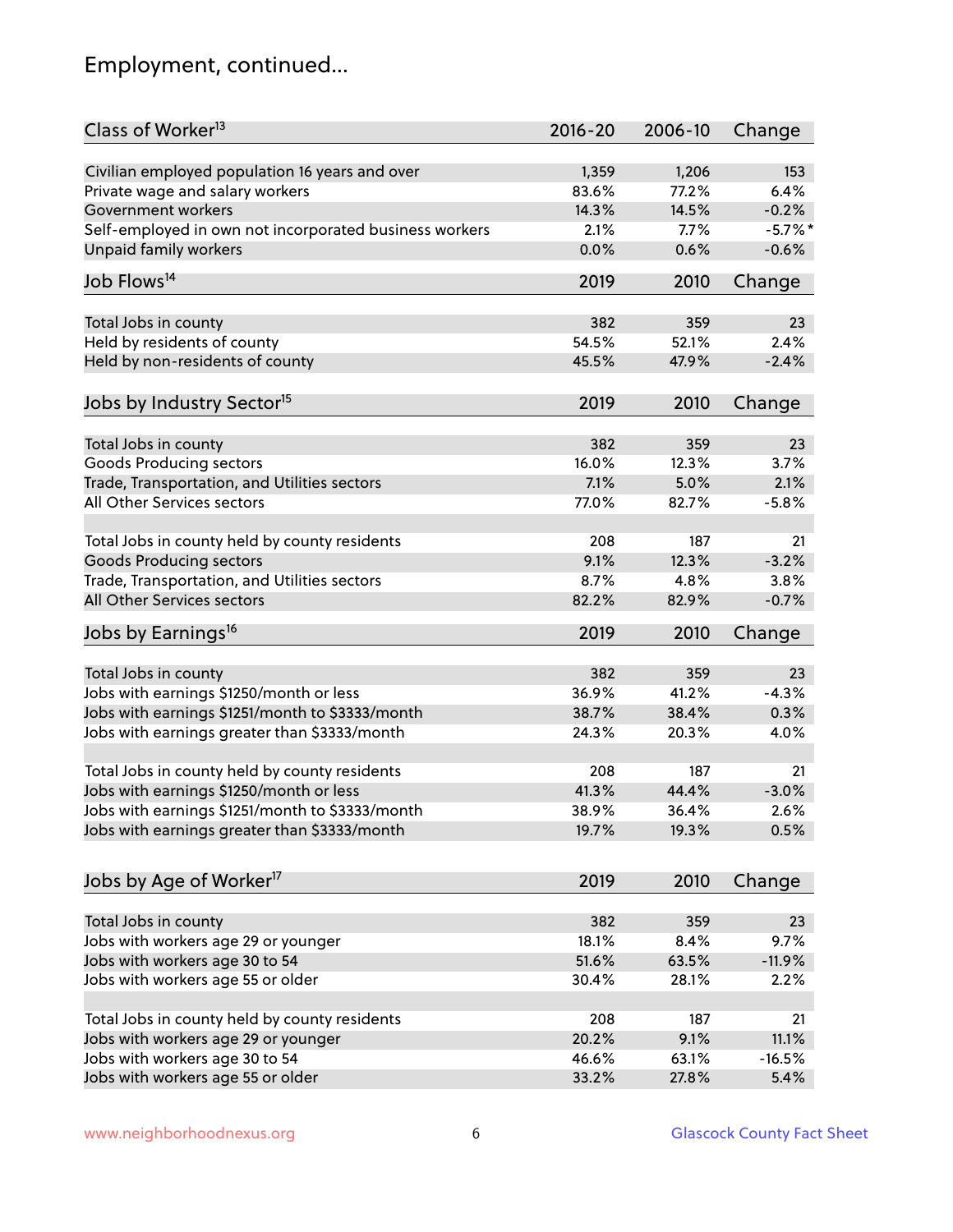# Employment, continued...

| Class of Worker[13] | 2016-20 | 2006-10 | Change |
|---|---|---|---|
| Civilian employed population 16 years and over | 1,359 | 1,206 | 153 |
| Private wage and salary workers | 83.6% | 77.2% | 6.4% |
| Government workers | 14.3% | 14.5% | -0.2% |
| Self-employed in own not incorporated business workers | 2.1% | 7.7% | -5.7%* |
| Unpaid family workers | 0.0% | 0.6% | -0.6% |

| Job Flows[14] | 2019 | 2010 | Change |
|---|---|---|---|
| Total Jobs in county | 382 | 359 | 23 |
| Held by residents of county | 54.5% | 52.1% | 2.4% |
| Held by non-residents of county | 45.5% | 47.9% | -2.4% |

| Jobs by Industry Sector[15] | 2019 | 2010 | Change |
|---|---|---|---|
| Total Jobs in county | 382 | 359 | 23 |
| Goods Producing sectors | 16.0% | 12.3% | 3.7% |
| Trade, Transportation, and Utilities sectors | 7.1% | 5.0% | 2.1% |
| All Other Services sectors | 77.0% | 82.7% | -5.8% |
| | | | |
| Total Jobs in county held by county residents | 208 | 187 | 21 |
| Goods Producing sectors | 9.1% | 12.3% | -3.2% |
| Trade, Transportation, and Utilities sectors | 8.7% | 4.8% | 3.8% |
| All Other Services sectors | 82.2% | 82.9% | -0.7% |

| Jobs by Earnings[16] | 2019 | 2010 | Change |
|---|---|---|---|
| Total Jobs in county | 382 | 359 | 23 |
| Jobs with earnings $1250/month or less | 36.9% | 41.2% | -4.3% |
| Jobs with earnings $1251/month to $3333/month | 38.7% | 38.4% | 0.3% |
| Jobs with earnings greater than $3333/month | 24.3% | 20.3% | 4.0% |
| | | | |
| Total Jobs in county held by county residents | 208 | 187 | 21 |
| Jobs with earnings $1250/month or less | 41.3% | 44.4% | -3.0% |
| Jobs with earnings $1251/month to $3333/month | 38.9% | 36.4% | 2.6% |
| Jobs with earnings greater than $3333/month | 19.7% | 19.3% | 0.5% |

| Jobs by Age of Worker[17] | 2019 | 2010 | Change |
|---|---|---|---|
| Total Jobs in county | 382 | 359 | 23 |
| Jobs with workers age 29 or younger | 18.1% | 8.4% | 9.7% |
| Jobs with workers age 30 to 54 | 51.6% | 63.5% | -11.9% |
| Jobs with workers age 55 or older | 30.4% | 28.1% | 2.2% |
| | | | |
| Total Jobs in county held by county residents | 208 | 187 | 21 |
| Jobs with workers age 29 or younger | 20.2% | 9.1% | 11.1% |
| Jobs with workers age 30 to 54 | 46.6% | 63.1% | -16.5% |
| Jobs with workers age 55 or older | 33.2% | 27.8% | 5.4% |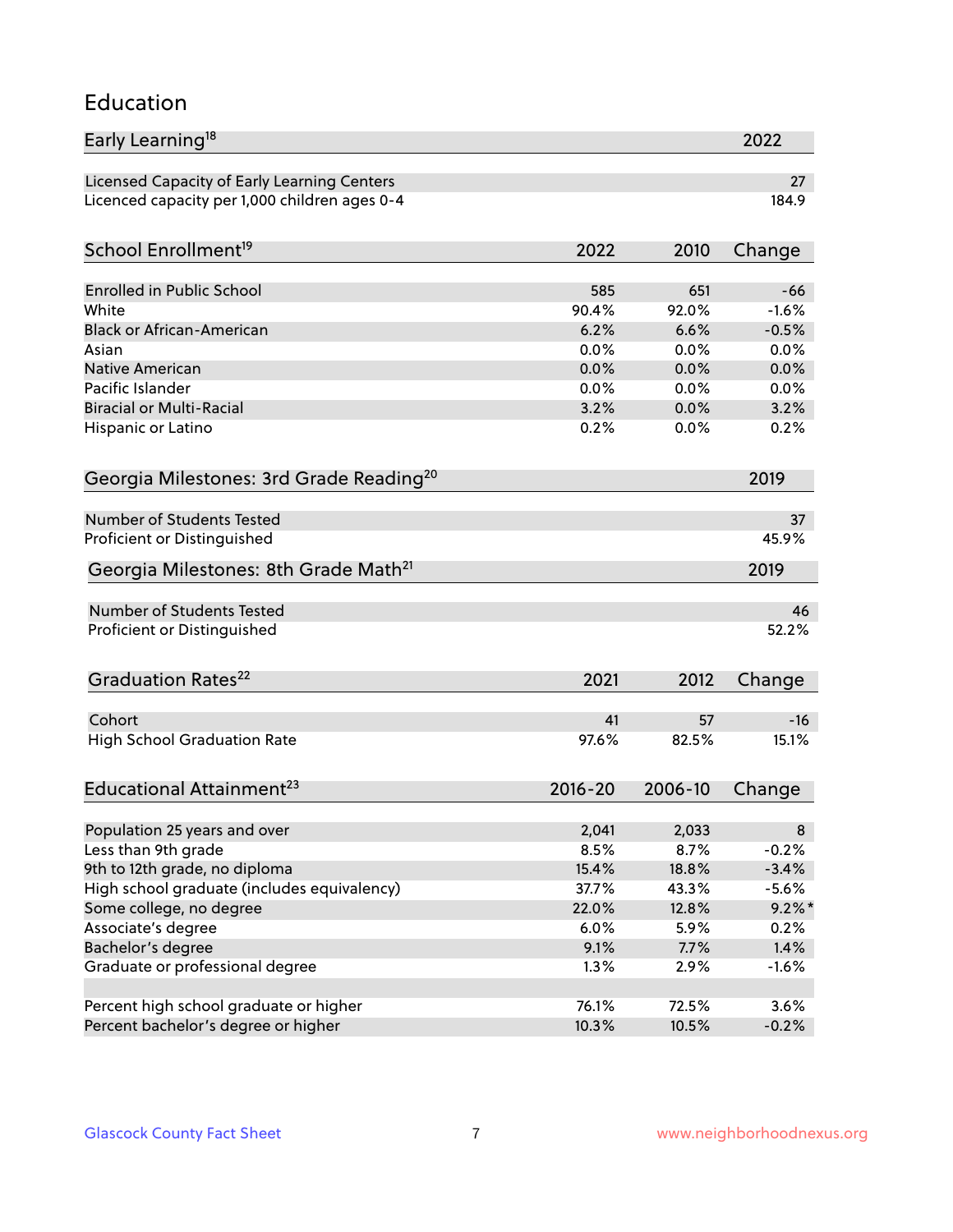## Education

| Early Learning[18] | 2022 |
| --- | --- |
| Licensed Capacity of Early Learning Centers | 27 |
| Licenced capacity per 1,000 children ages 0-4 | 184.9 |

| School Enrollment[19] | 2022 | 2010 | Change |
| --- | --- | --- | --- |
| Enrolled in Public School | 585 | 651 | -66 |
| White | 90.4% | 92.0% | -1.6% |
| Black or African-American | 6.2% | 6.6% | -0.5% |
| Asian | 0.0% | 0.0% | 0.0% |
| Native American | 0.0% | 0.0% | 0.0% |
| Pacific Islander | 0.0% | 0.0% | 0.0% |
| Biracial or Multi-Racial | 3.2% | 0.0% | 3.2% |
| Hispanic or Latino | 0.2% | 0.0% | 0.2% |

| Georgia Milestones: 3rd Grade Reading[20] | 2019 |
| --- | --- |
| Number of Students Tested | 37 |
| Proficient or Distinguished | 45.9% |

| Georgia Milestones: 8th Grade Math[21] | 2019 |
| --- | --- |
| Number of Students Tested | 46 |
| Proficient or Distinguished | 52.2% |

| Graduation Rates[22] | 2021 | 2012 | Change |
| --- | --- | --- | --- |
| Cohort | 41 | 57 | -16 |
| High School Graduation Rate | 97.6% | 82.5% | 15.1% |

| Educational Attainment[23] | 2016-20 | 2006-10 | Change |
| --- | --- | --- | --- |
| Population 25 years and over | 2,041 | 2,033 | 8 |
| Less than 9th grade | 8.5% | 8.7% | -0.2% |
| 9th to 12th grade, no diploma | 15.4% | 18.8% | -3.4% |
| High school graduate (includes equivalency) | 37.7% | 43.3% | -5.6% |
| Some college, no degree | 22.0% | 12.8% | 9.2%* |
| Associate's degree | 6.0% | 5.9% | 0.2% |
| Bachelor's degree | 9.1% | 7.7% | 1.4% |
| Graduate or professional degree | 1.3% | 2.9% | -1.6% |
| | | | |
| Percent high school graduate or higher | 76.1% | 72.5% | 3.6% |
| Percent bachelor's degree or higher | 10.3% | 10.5% | -0.2% |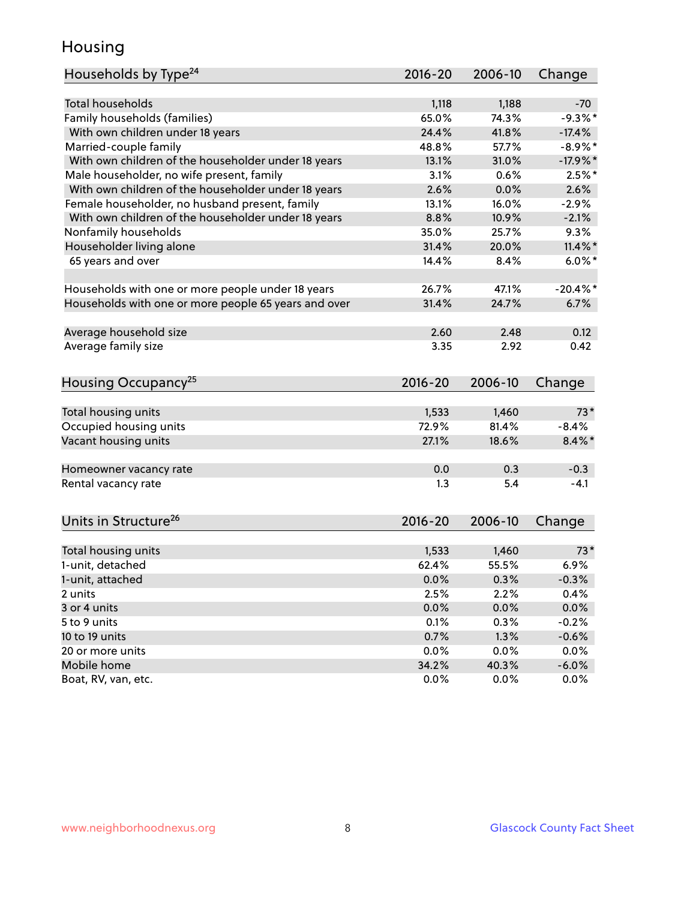## Housing

| Households by Type[24] | 2016-20 | 2006-10 | Change |
|---|---|---|---|
| Total households | 1,118 | 1,188 | -70 |
| Family households (families) | 65.0% | 74.3% | -9.3%* |
| With own children under 18 years | 24.4% | 41.8% | -17.4% |
| Married-couple family | 48.8% | 57.7% | -8.9%* |
| With own children of the householder under 18 years | 13.1% | 31.0% | -17.9%* |
| Male householder, no wife present, family | 3.1% | 0.6% | 2.5%* |
| With own children of the householder under 18 years | 2.6% | 0.0% | 2.6% |
| Female householder, no husband present, family | 13.1% | 16.0% | -2.9% |
| With own children of the householder under 18 years | 8.8% | 10.9% | -2.1% |
| Nonfamily households | 35.0% | 25.7% | 9.3% |
| Householder living alone | 31.4% | 20.0% | 11.4%* |
| 65 years and over | 14.4% | 8.4% | 6.0%* |
| | | | |
| Households with one or more people under 18 years | 26.7% | 47.1% | -20.4%* |
| Households with one or more people 65 years and over | 31.4% | 24.7% | 6.7% |
| | | | |
| Average household size | 2.60 | 2.48 | 0.12 |
| Average family size | 3.35 | 2.92 | 0.42 |

| Housing Occupancy[25] | 2016-20 | 2006-10 | Change |
|---|---|---|---|
| Total housing units | 1,533 | 1,460 | 73* |
| Occupied housing units | 72.9% | 81.4% | -8.4% |
| Vacant housing units | 27.1% | 18.6% | 8.4%* |
| | | | |
| Homeowner vacancy rate | 0.0 | 0.3 | -0.3 |
| Rental vacancy rate | 1.3 | 5.4 | -4.1 |

| Units in Structure[26] | 2016-20 | 2006-10 | Change |
|---|---|---|---|
| Total housing units | 1,533 | 1,460 | 73* |
| 1-unit, detached | 62.4% | 55.5% | 6.9% |
| 1-unit, attached | 0.0% | 0.3% | -0.3% |
| 2 units | 2.5% | 2.2% | 0.4% |
| 3 or 4 units | 0.0% | 0.0% | 0.0% |
| 5 to 9 units | 0.1% | 0.3% | -0.2% |
| 10 to 19 units | 0.7% | 1.3% | -0.6% |
| 20 or more units | 0.0% | 0.0% | 0.0% |
| Mobile home | 34.2% | 40.3% | -6.0% |
| Boat, RV, van, etc. | 0.0% | 0.0% | 0.0% |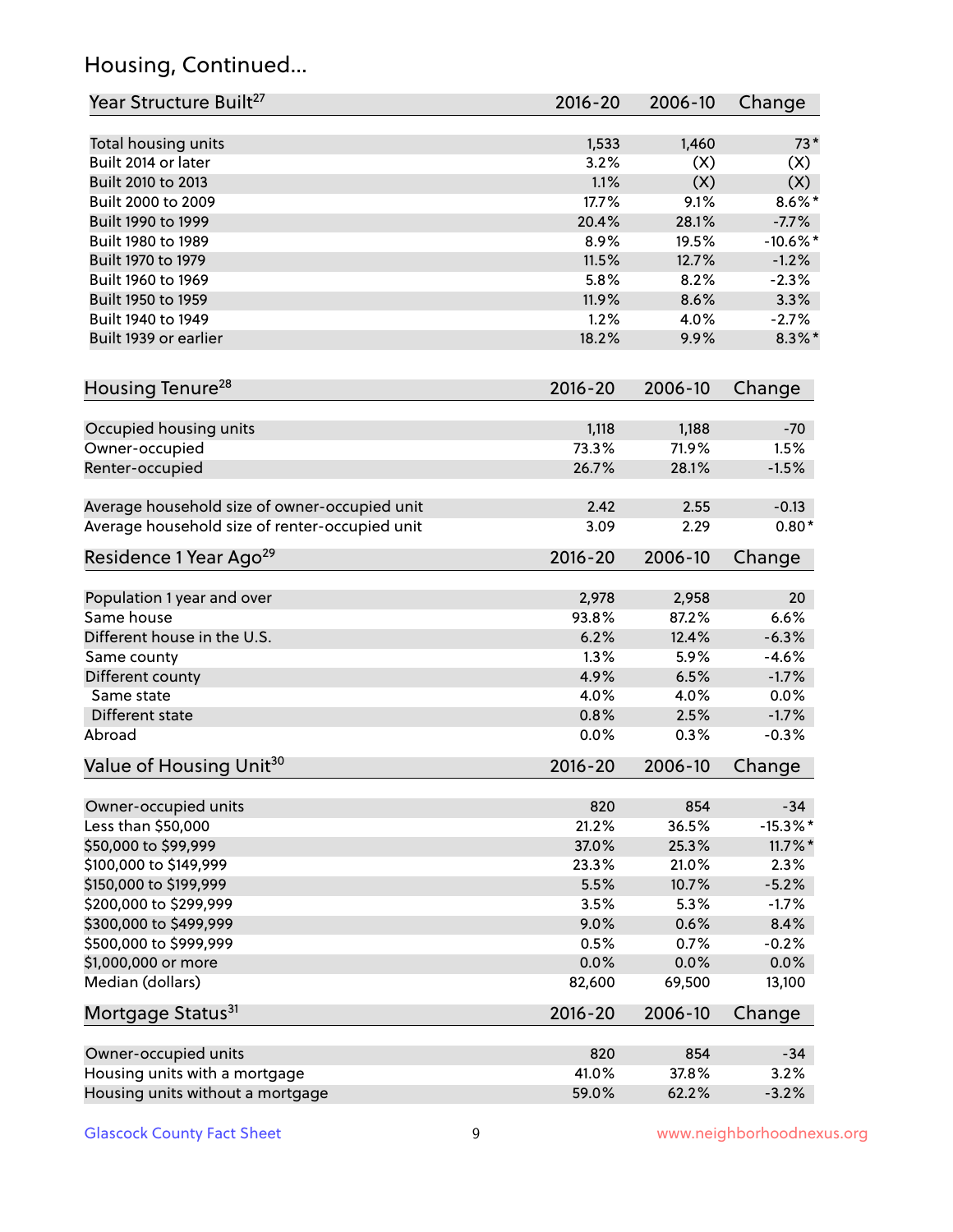## Housing, Continued...

| Year Structure Built[27] | 2016-20 | 2006-10 | Change |
|---|---|---|---|
| Total housing units | 1,533 | 1,460 | 73* |
| Built 2014 or later | 3.2% | (X) | (X) |
| Built 2010 to 2013 | 1.1% | (X) | (X) |
| Built 2000 to 2009 | 17.7% | 9.1% | 8.6%* |
| Built 1990 to 1999 | 20.4% | 28.1% | -7.7% |
| Built 1980 to 1989 | 8.9% | 19.5% | -10.6%* |
| Built 1970 to 1979 | 11.5% | 12.7% | -1.2% |
| Built 1960 to 1969 | 5.8% | 8.2% | -2.3% |
| Built 1950 to 1959 | 11.9% | 8.6% | 3.3% |
| Built 1940 to 1949 | 1.2% | 4.0% | -2.7% |
| Built 1939 or earlier | 18.2% | 9.9% | 8.3%* |

| Housing Tenure[28] | 2016-20 | 2006-10 | Change |
|---|---|---|---|
| Occupied housing units | 1,118 | 1,188 | -70 |
| Owner-occupied | 73.3% | 71.9% | 1.5% |
| Renter-occupied | 26.7% | 28.1% | -1.5% |
| Average household size of owner-occupied unit | 2.42 | 2.55 | -0.13 |
| Average household size of renter-occupied unit | 3.09 | 2.29 | 0.80* |

| Residence 1 Year Ago[29] | 2016-20 | 2006-10 | Change |
|---|---|---|---|
| Population 1 year and over | 2,978 | 2,958 | 20 |
| Same house | 93.8% | 87.2% | 6.6% |
| Different house in the U.S. | 6.2% | 12.4% | -6.3% |
| Same county | 1.3% | 5.9% | -4.6% |
| Different county | 4.9% | 6.5% | -1.7% |
| Same state | 4.0% | 4.0% | 0.0% |
| Different state | 0.8% | 2.5% | -1.7% |
| Abroad | 0.0% | 0.3% | -0.3% |

| Value of Housing Unit[30] | 2016-20 | 2006-10 | Change |
|---|---|---|---|
| Owner-occupied units | 820 | 854 | -34 |
| Less than $50,000 | 21.2% | 36.5% | -15.3%* |
| $50,000 to $99,999 | 37.0% | 25.3% | 11.7%* |
| $100,000 to $149,999 | 23.3% | 21.0% | 2.3% |
| $150,000 to $199,999 | 5.5% | 10.7% | -5.2% |
| $200,000 to $299,999 | 3.5% | 5.3% | -1.7% |
| $300,000 to $499,999 | 9.0% | 0.6% | 8.4% |
| $500,000 to $999,999 | 0.5% | 0.7% | -0.2% |
| $1,000,000 or more | 0.0% | 0.0% | 0.0% |
| Median (dollars) | 82,600 | 69,500 | 13,100 |

| Mortgage Status[31] | 2016-20 | 2006-10 | Change |
|---|---|---|---|
| Owner-occupied units | 820 | 854 | -34 |
| Housing units with a mortgage | 41.0% | 37.8% | 3.2% |
| Housing units without a mortgage | 59.0% | 62.2% | -3.2% |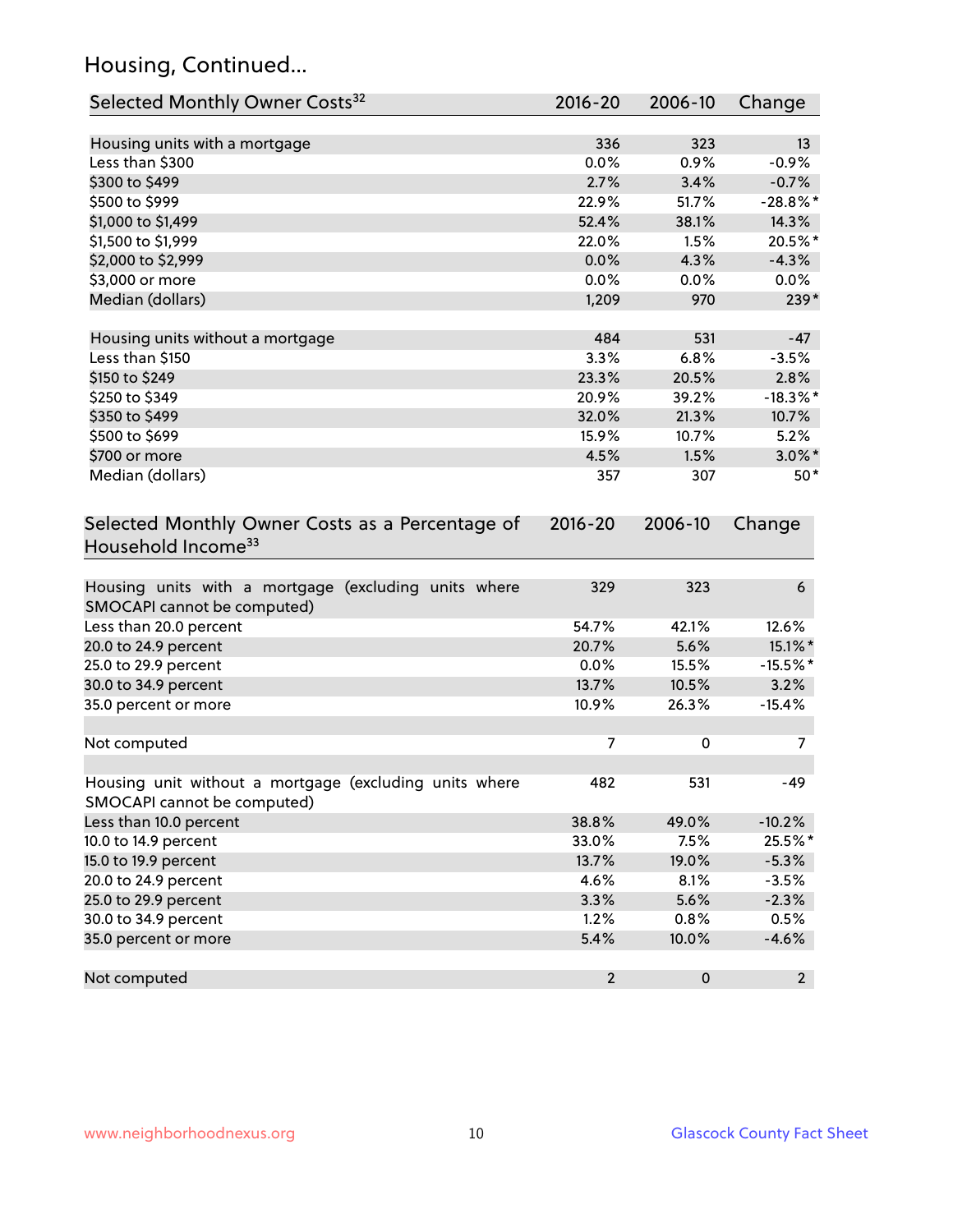## Housing, Continued...

| Selected Monthly Owner Costs[32] | 2016-20 | 2006-10 | Change |
|---|---|---|---|
| Housing units with a mortgage | 336 | 323 | 13 |
| Less than $300 | 0.0% | 0.9% | -0.9% |
| $300 to $499 | 2.7% | 3.4% | -0.7% |
| $500 to $999 | 22.9% | 51.7% | -28.8%* |
| $1,000 to $1,499 | 52.4% | 38.1% | 14.3% |
| $1,500 to $1,999 | 22.0% | 1.5% | 20.5%* |
| $2,000 to $2,999 | 0.0% | 4.3% | -4.3% |
| $3,000 or more | 0.0% | 0.0% | 0.0% |
| Median (dollars) | 1,209 | 970 | 239* |
| Housing units without a mortgage | 484 | 531 | -47 |
| Less than $150 | 3.3% | 6.8% | -3.5% |
| $150 to $249 | 23.3% | 20.5% | 2.8% |
| $250 to $349 | 20.9% | 39.2% | -18.3%* |
| $350 to $499 | 32.0% | 21.3% | 10.7% |
| $500 to $699 | 15.9% | 10.7% | 5.2% |
| $700 or more | 4.5% | 1.5% | 3.0%* |
| Median (dollars) | 357 | 307 | 50* |

| Selected Monthly Owner Costs as a Percentage of Household Income[33] | 2016-20 | 2006-10 | Change |
|---|---|---|---|
| Housing units with a mortgage (excluding units where SMOCAPI cannot be computed) | 329 | 323 | 6 |
| Less than 20.0 percent | 54.7% | 42.1% | 12.6% |
| 20.0 to 24.9 percent | 20.7% | 5.6% | 15.1%* |
| 25.0 to 29.9 percent | 0.0% | 15.5% | -15.5%* |
| 30.0 to 34.9 percent | 13.7% | 10.5% | 3.2% |
| 35.0 percent or more | 10.9% | 26.3% | -15.4% |
| Not computed | 7 | 0 | 7 |
| Housing unit without a mortgage (excluding units where SMOCAPI cannot be computed) | 482 | 531 | -49 |
| Less than 10.0 percent | 38.8% | 49.0% | -10.2% |
| 10.0 to 14.9 percent | 33.0% | 7.5% | 25.5%* |
| 15.0 to 19.9 percent | 13.7% | 19.0% | -5.3% |
| 20.0 to 24.9 percent | 4.6% | 8.1% | -3.5% |
| 25.0 to 29.9 percent | 3.3% | 5.6% | -2.3% |
| 30.0 to 34.9 percent | 1.2% | 0.8% | 0.5% |
| 35.0 percent or more | 5.4% | 10.0% | -4.6% |
| Not computed | 2 | 0 | 2 |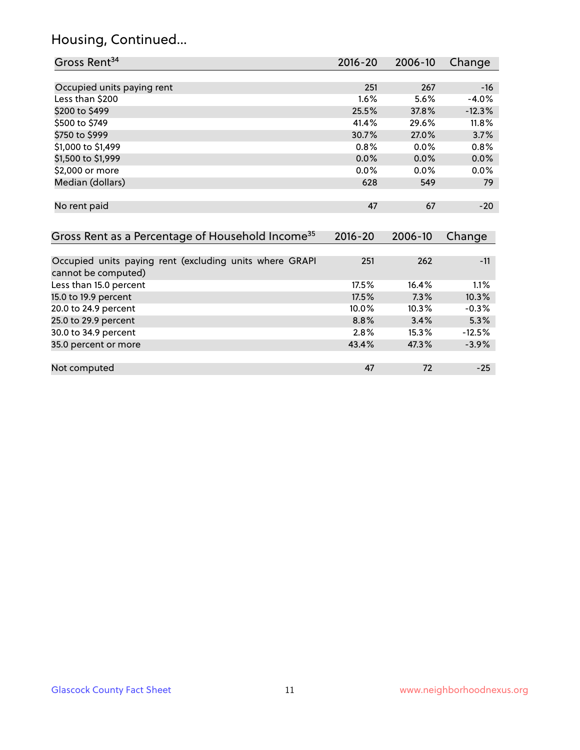## Housing, Continued...

| Gross Rent[34] | 2016-20 | 2006-10 | Change |
|---|---|---|---|
| Occupied units paying rent | 251 | 267 | -16 |
| Less than $200 | 1.6% | 5.6% | -4.0% |
| $200 to $499 | 25.5% | 37.8% | -12.3% |
| $500 to $749 | 41.4% | 29.6% | 11.8% |
| $750 to $999 | 30.7% | 27.0% | 3.7% |
| $1,000 to $1,499 | 0.8% | 0.0% | 0.8% |
| $1,500 to $1,999 | 0.0% | 0.0% | 0.0% |
| $2,000 or more | 0.0% | 0.0% | 0.0% |
| Median (dollars) | 628 | 549 | 79 |
| No rent paid | 47 | 67 | -20 |

| Gross Rent as a Percentage of Household Income[35] | 2016-20 | 2006-10 | Change |
|---|---|---|---|
| Occupied units paying rent (excluding units where GRAPI cannot be computed) | 251 | 262 | -11 |
| Less than 15.0 percent | 17.5% | 16.4% | 1.1% |
| 15.0 to 19.9 percent | 17.5% | 7.3% | 10.3% |
| 20.0 to 24.9 percent | 10.0% | 10.3% | -0.3% |
| 25.0 to 29.9 percent | 8.8% | 3.4% | 5.3% |
| 30.0 to 34.9 percent | 2.8% | 15.3% | -12.5% |
| 35.0 percent or more | 43.4% | 47.3% | -3.9% |
| Not computed | 47 | 72 | -25 |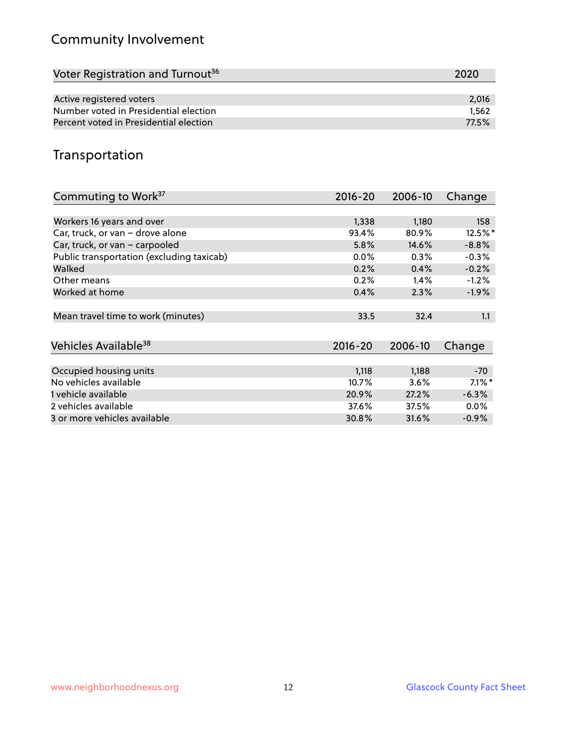## Community Involvement

| Voter Registration and Turnout[36] | 2020 |
|---|---|
| Active registered voters | 2,016 |
| Number voted in Presidential election | 1,562 |
| Percent voted in Presidential election | 77.5% |

## Transportation

| Commuting to Work[37] | 2016-20 | 2006-10 | Change |
|---|---|---|---|
| Workers 16 years and over | 1,338 | 1,180 | 158 |
| Car, truck, or van – drove alone | 93.4% | 80.9% | 12.5%* |
| Car, truck, or van – carpooled | 5.8% | 14.6% | -8.8% |
| Public transportation (excluding taxicab) | 0.0% | 0.3% | -0.3% |
| Walked | 0.2% | 0.4% | -0.2% |
| Other means | 0.2% | 1.4% | -1.2% |
| Worked at home | 0.4% | 2.3% | -1.9% |
| Mean travel time to work (minutes) | 33.5 | 32.4 | 1.1 |

| Vehicles Available[38] | 2016-20 | 2006-10 | Change |
|---|---|---|---|
| Occupied housing units | 1,118 | 1,188 | -70 |
| No vehicles available | 10.7% | 3.6% | 7.1%* |
| 1 vehicle available | 20.9% | 27.2% | -6.3% |
| 2 vehicles available | 37.6% | 37.5% | 0.0% |
| 3 or more vehicles available | 30.8% | 31.6% | -0.9% |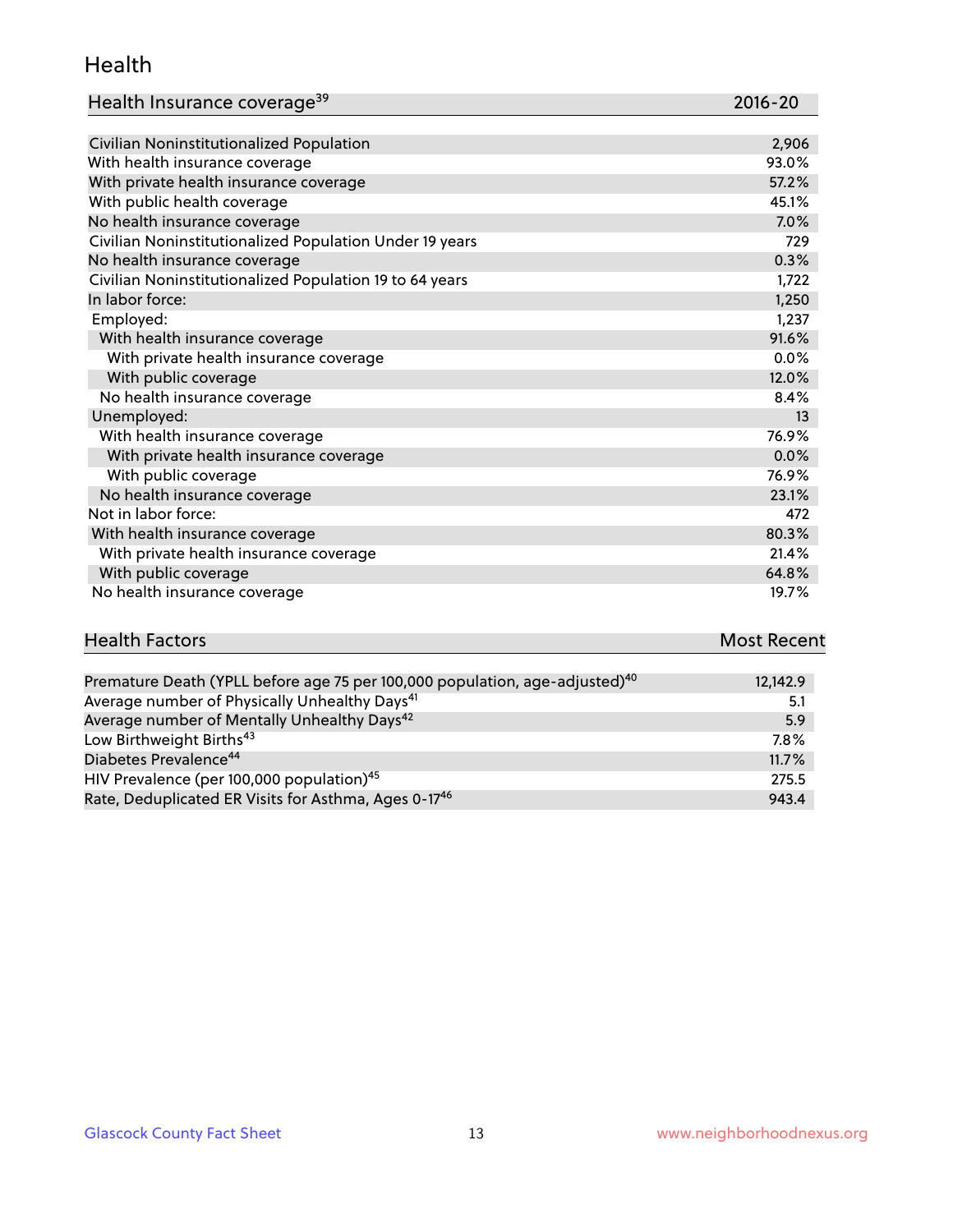## Health

| Health Insurance coverage[39] | 2016-20 |
| --- | --- |
| Civilian Noninstitutionalized Population | 2,906 |
| With health insurance coverage | 93.0% |
| With private health insurance coverage | 57.2% |
| With public health coverage | 45.1% |
| No health insurance coverage | 7.0% |
| Civilian Noninstitutionalized Population Under 19 years | 729 |
| No health insurance coverage | 0.3% |
| Civilian Noninstitutionalized Population 19 to 64 years | 1,722 |
| In labor force: | 1,250 |
| Employed: | 1,237 |
| With health insurance coverage | 91.6% |
| With private health insurance coverage | 0.0% |
| With public coverage | 12.0% |
| No health insurance coverage | 8.4% |
| Unemployed: | 13 |
| With health insurance coverage | 76.9% |
| With private health insurance coverage | 0.0% |
| With public coverage | 76.9% |
| No health insurance coverage | 23.1% |
| Not in labor force: | 472 |
| With health insurance coverage | 80.3% |
| With private health insurance coverage | 21.4% |
| With public coverage | 64.8% |
| No health insurance coverage | 19.7% |

| Health Factors | Most Recent |
| --- | --- |
| Premature Death (YPLL before age 75 per 100,000 population, age-adjusted)[40] | 12,142.9 |
| Average number of Physically Unhealthy Days[41] | 5.1 |
| Average number of Mentally Unhealthy Days[42] | 5.9 |
| Low Birthweight Births[43] | 7.8% |
| Diabetes Prevalence[44] | 11.7% |
| HIV Prevalence (per 100,000 population)[45] | 275.5 |
| Rate, Deduplicated ER Visits for Asthma, Ages 0-17[46] | 943.4 |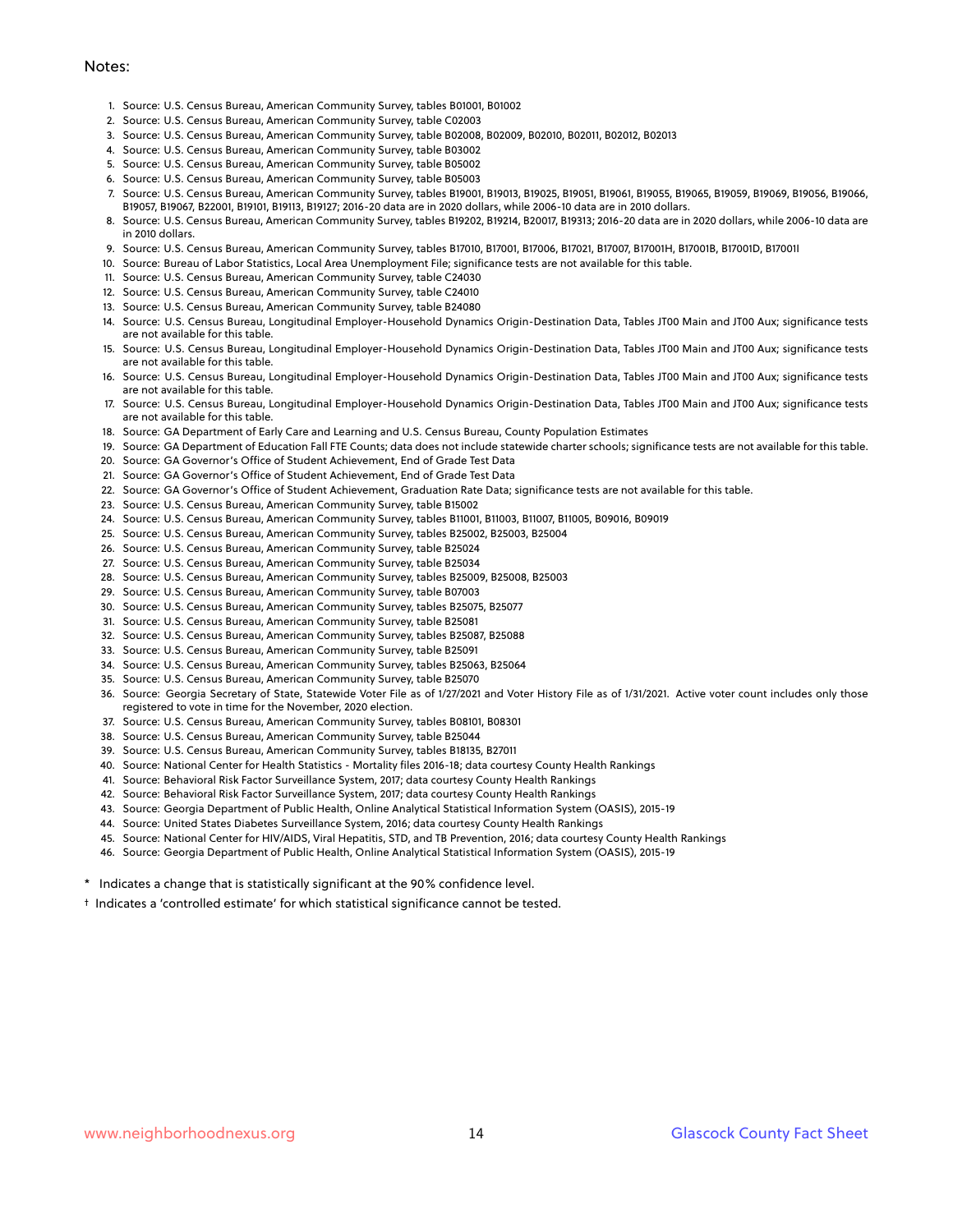Notes:

1. Source: U.S. Census Bureau, American Community Survey, tables B01001, B01002
2. Source: U.S. Census Bureau, American Community Survey, table C02003
3. Source: U.S. Census Bureau, American Community Survey, table B02008, B02009, B02010, B02011, B02012, B02013
4. Source: U.S. Census Bureau, American Community Survey, table B03002
5. Source: U.S. Census Bureau, American Community Survey, table B05002
6. Source: U.S. Census Bureau, American Community Survey, table B05003
7. Source: U.S. Census Bureau, American Community Survey, tables B19001, B19013, B19025, B19051, B19061, B19055, B19065, B19059, B19069, B19056, B19066, B19057, B19067, B22001, B19101, B19113, B19127; 2016-20 data are in 2020 dollars, while 2006-10 data are in 2010 dollars.
8. Source: U.S. Census Bureau, American Community Survey, tables B19202, B19214, B20017, B19313; 2016-20 data are in 2020 dollars, while 2006-10 data are in 2010 dollars.
9. Source: U.S. Census Bureau, American Community Survey, tables B17010, B17001, B17006, B17021, B17007, B17001H, B17001B, B17001D, B17001I
10. Source: Bureau of Labor Statistics, Local Area Unemployment File; significance tests are not available for this table.
11. Source: U.S. Census Bureau, American Community Survey, table C24030
12. Source: U.S. Census Bureau, American Community Survey, table C24010
13. Source: U.S. Census Bureau, American Community Survey, table B24080
14. Source: U.S. Census Bureau, Longitudinal Employer-Household Dynamics Origin-Destination Data, Tables JT00 Main and JT00 Aux; significance tests are not available for this table.
15. Source: U.S. Census Bureau, Longitudinal Employer-Household Dynamics Origin-Destination Data, Tables JT00 Main and JT00 Aux; significance tests are not available for this table.
16. Source: U.S. Census Bureau, Longitudinal Employer-Household Dynamics Origin-Destination Data, Tables JT00 Main and JT00 Aux; significance tests are not available for this table.
17. Source: U.S. Census Bureau, Longitudinal Employer-Household Dynamics Origin-Destination Data, Tables JT00 Main and JT00 Aux; significance tests are not available for this table.
18. Source: GA Department of Early Care and Learning and U.S. Census Bureau, County Population Estimates
19. Source: GA Department of Education Fall FTE Counts; data does not include statewide charter schools; significance tests are not available for this table.
20. Source: GA Governor's Office of Student Achievement, End of Grade Test Data
21. Source: GA Governor's Office of Student Achievement, End of Grade Test Data
22. Source: GA Governor's Office of Student Achievement, Graduation Rate Data; significance tests are not available for this table.
23. Source: U.S. Census Bureau, American Community Survey, table B15002
24. Source: U.S. Census Bureau, American Community Survey, tables B11001, B11003, B11007, B11005, B09016, B09019
25. Source: U.S. Census Bureau, American Community Survey, tables B25002, B25003, B25004
26. Source: U.S. Census Bureau, American Community Survey, table B25024
27. Source: U.S. Census Bureau, American Community Survey, table B25034
28. Source: U.S. Census Bureau, American Community Survey, tables B25009, B25008, B25003
29. Source: U.S. Census Bureau, American Community Survey, table B07003
30. Source: U.S. Census Bureau, American Community Survey, tables B25075, B25077
31. Source: U.S. Census Bureau, American Community Survey, table B25081
32. Source: U.S. Census Bureau, American Community Survey, tables B25087, B25088
33. Source: U.S. Census Bureau, American Community Survey, table B25091
34. Source: U.S. Census Bureau, American Community Survey, tables B25063, B25064
35. Source: U.S. Census Bureau, American Community Survey, table B25070
36. Source: Georgia Secretary of State, Statewide Voter File as of 1/27/2021 and Voter History File as of 1/31/2021. Active voter count includes only those registered to vote in time for the November, 2020 election.
37. Source: U.S. Census Bureau, American Community Survey, tables B08101, B08301
38. Source: U.S. Census Bureau, American Community Survey, table B25044
39. Source: U.S. Census Bureau, American Community Survey, tables B18135, B27011
40. Source: National Center for Health Statistics - Mortality files 2016-18; data courtesy County Health Rankings
41. Source: Behavioral Risk Factor Surveillance System, 2017; data courtesy County Health Rankings
42. Source: Behavioral Risk Factor Surveillance System, 2017; data courtesy County Health Rankings
43. Source: Georgia Department of Public Health, Online Analytical Statistical Information System (OASIS), 2015-19
44. Source: United States Diabetes Surveillance System, 2016; data courtesy County Health Rankings
45. Source: National Center for HIV/AIDS, Viral Hepatitis, STD, and TB Prevention, 2016; data courtesy County Health Rankings
46. Source: Georgia Department of Public Health, Online Analytical Statistical Information System (OASIS), 2015-19

\* Indicates a change that is statistically significant at the 90% confidence level.

† Indicates a 'controlled estimate' for which statistical significance cannot be tested.